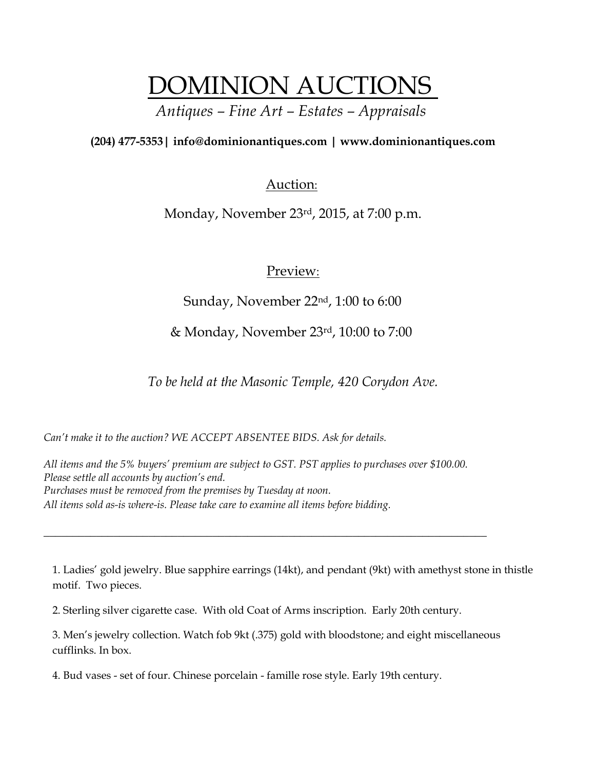# DOMINION AUCTIONS

*Antiques – Fine Art – Estates – Appraisals*

**(204) 477-5353| info@dominionantiques.com | www.dominionantiques.com**

## Auction:

Monday, November 23rd, 2015, at 7:00 p.m.

## Preview:

Sunday, November 22nd, 1:00 to 6:00

& Monday, November 23rd, 10:00 to 7:00

*To be held at the Masonic Temple, 420 Corydon Ave.*

*Can't make it to the auction? WE ACCEPT ABSENTEE BIDS. Ask for details.*

*All items and the 5% buyers' premium are subject to GST. PST applies to purchases over $100.00.*
*Please settle all accounts by auction's end.*
*Purchases must be removed from the premises by Tuesday at noon.*
*All items sold as-is where-is. Please take care to examine all items before bidding.*

---

1. Ladies' gold jewelry. Blue sapphire earrings (14kt), and pendant (9kt) with amethyst stone in thistle motif. Two pieces.

2. Sterling silver cigarette case. With old Coat of Arms inscription. Early 20th century.

3. Men's jewelry collection. Watch fob 9kt (.375) gold with bloodstone; and eight miscellaneous cufflinks. In box.

4. Bud vases - set of four. Chinese porcelain - famille rose style. Early 19th century.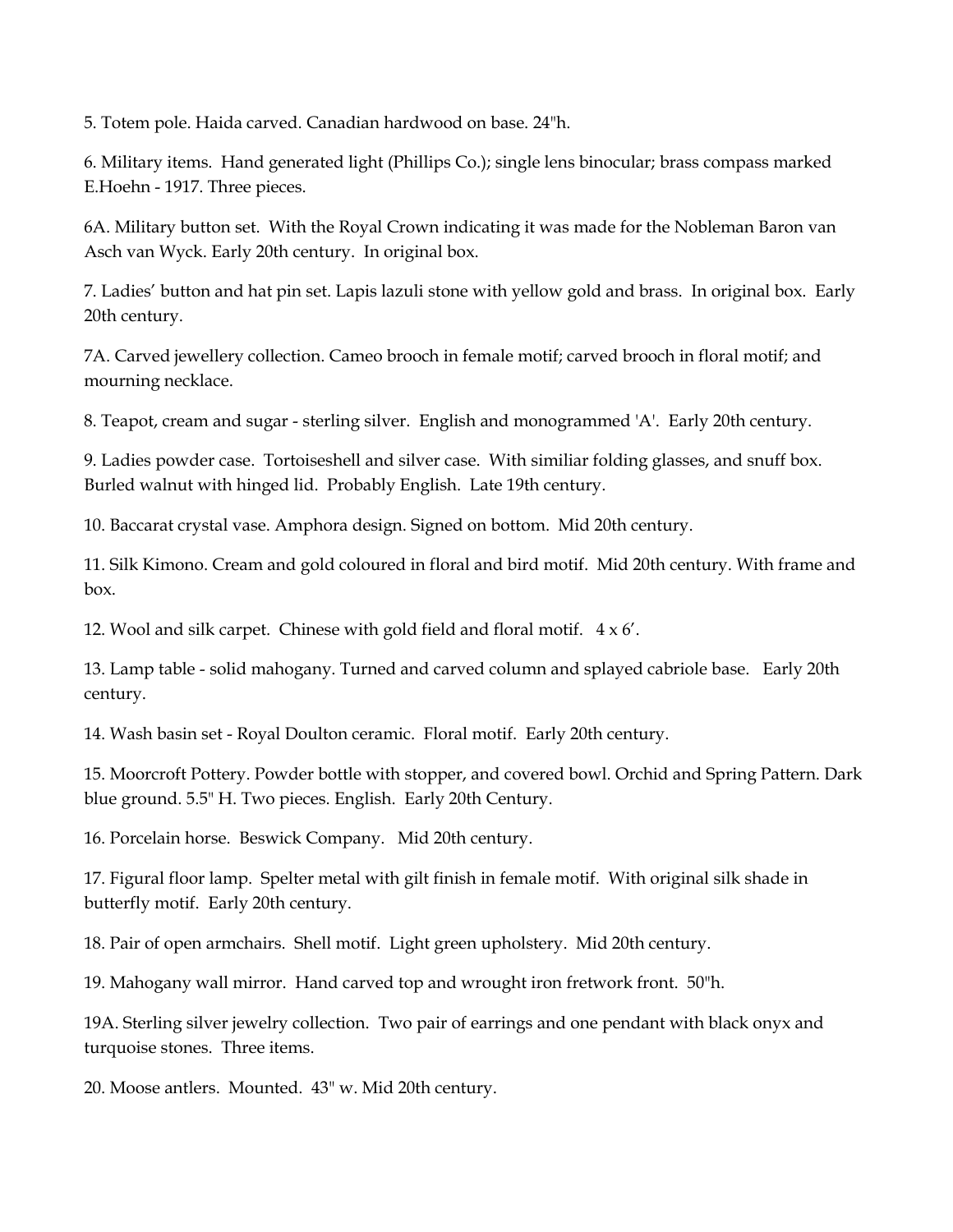5. Totem pole. Haida carved. Canadian hardwood on base. 24"h.

6. Military items. Hand generated light (Phillips Co.); single lens binocular; brass compass marked E.Hoehn - 1917. Three pieces.

6A. Military button set. With the Royal Crown indicating it was made for the Nobleman Baron van Asch van Wyck. Early 20th century. In original box.

7. Ladies' button and hat pin set. Lapis lazuli stone with yellow gold and brass. In original box. Early 20th century.

7A. Carved jewellery collection. Cameo brooch in female motif; carved brooch in floral motif; and mourning necklace.

8. Teapot, cream and sugar - sterling silver. English and monogrammed 'A'. Early 20th century.

9. Ladies powder case. Tortoiseshell and silver case. With similiar folding glasses, and snuff box. Burled walnut with hinged lid. Probably English. Late 19th century.

10. Baccarat crystal vase. Amphora design. Signed on bottom. Mid 20th century.

11. Silk Kimono. Cream and gold coloured in floral and bird motif. Mid 20th century. With frame and box.

12. Wool and silk carpet. Chinese with gold field and floral motif. 4 x 6'.

13. Lamp table - solid mahogany. Turned and carved column and splayed cabriole base. Early 20th century.

14. Wash basin set - Royal Doulton ceramic. Floral motif. Early 20th century.

15. Moorcroft Pottery. Powder bottle with stopper, and covered bowl. Orchid and Spring Pattern. Dark blue ground. 5.5" H. Two pieces. English. Early 20th Century.

16. Porcelain horse. Beswick Company. Mid 20th century.

17. Figural floor lamp. Spelter metal with gilt finish in female motif. With original silk shade in butterfly motif. Early 20th century.

18. Pair of open armchairs. Shell motif. Light green upholstery. Mid 20th century.

19. Mahogany wall mirror. Hand carved top and wrought iron fretwork front. 50"h.

19A. Sterling silver jewelry collection. Two pair of earrings and one pendant with black onyx and turquoise stones. Three items.

20. Moose antlers. Mounted. 43" w. Mid 20th century.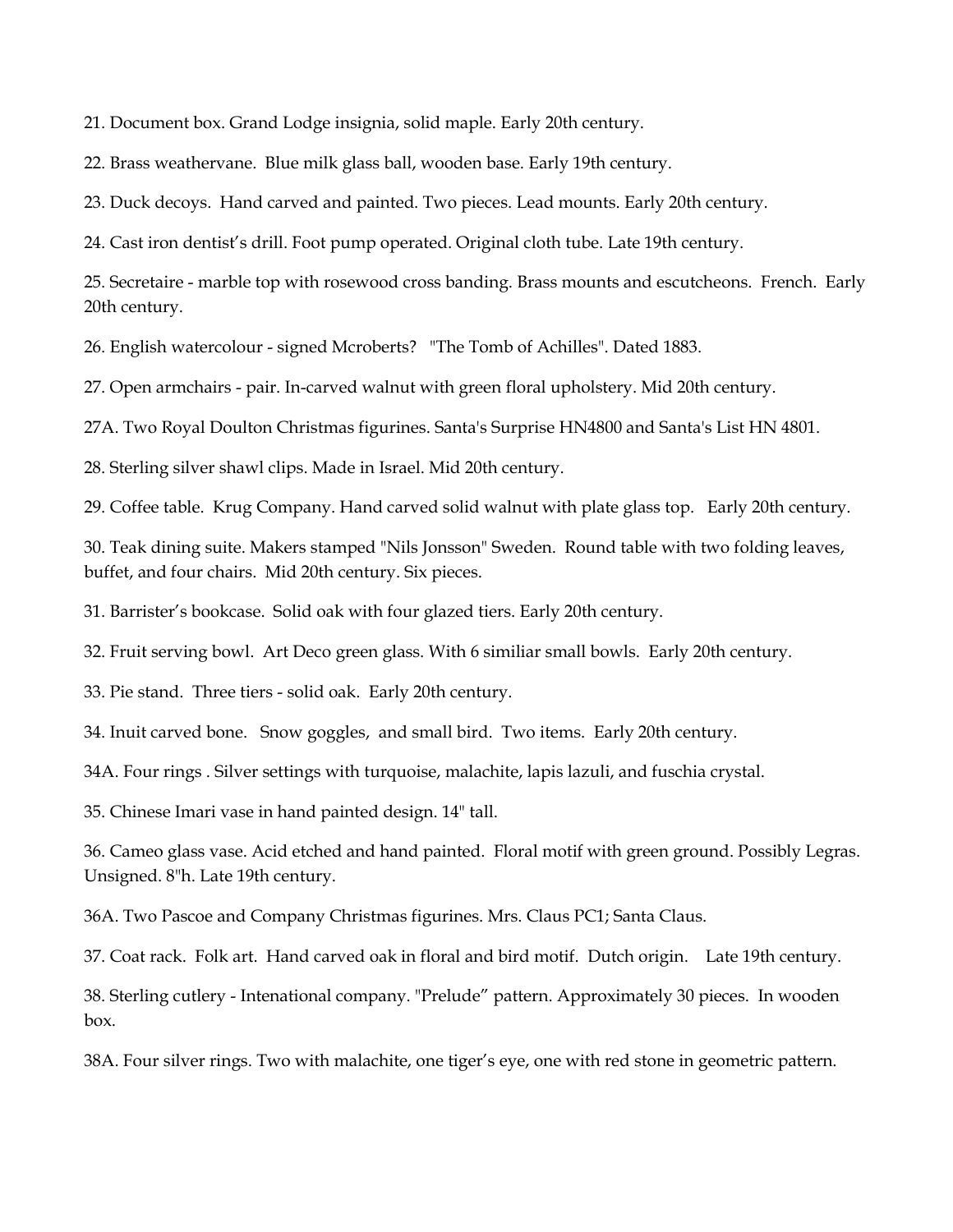21. Document box. Grand Lodge insignia, solid maple. Early 20th century.

22. Brass weathervane. Blue milk glass ball, wooden base. Early 19th century.

23. Duck decoys. Hand carved and painted. Two pieces. Lead mounts. Early 20th century.

24. Cast iron dentist's drill. Foot pump operated. Original cloth tube. Late 19th century.

25. Secretaire - marble top with rosewood cross banding. Brass mounts and escutcheons. French. Early 20th century.

26. English watercolour - signed Mcroberts? "The Tomb of Achilles". Dated 1883.

27. Open armchairs - pair. In-carved walnut with green floral upholstery. Mid 20th century.

27A. Two Royal Doulton Christmas figurines. Santa's Surprise HN4800 and Santa's List HN 4801.

28. Sterling silver shawl clips. Made in Israel. Mid 20th century.

29. Coffee table. Krug Company. Hand carved solid walnut with plate glass top. Early 20th century.

30. Teak dining suite. Makers stamped "Nils Jonsson" Sweden. Round table with two folding leaves, buffet, and four chairs. Mid 20th century. Six pieces.

31. Barrister's bookcase. Solid oak with four glazed tiers. Early 20th century.

32. Fruit serving bowl. Art Deco green glass. With 6 similiar small bowls. Early 20th century.

33. Pie stand. Three tiers - solid oak. Early 20th century.

34. Inuit carved bone. Snow goggles, and small bird. Two items. Early 20th century.

34A. Four rings . Silver settings with turquoise, malachite, lapis lazuli, and fuschia crystal.

35. Chinese Imari vase in hand painted design. 14" tall.

36. Cameo glass vase. Acid etched and hand painted. Floral motif with green ground. Possibly Legras. Unsigned. 8"h. Late 19th century.

36A. Two Pascoe and Company Christmas figurines. Mrs. Claus PC1; Santa Claus.

37. Coat rack. Folk art. Hand carved oak in floral and bird motif. Dutch origin. Late 19th century.

38. Sterling cutlery - Intenational company. "Prelude" pattern. Approximately 30 pieces. In wooden box.

38A. Four silver rings. Two with malachite, one tiger's eye, one with red stone in geometric pattern.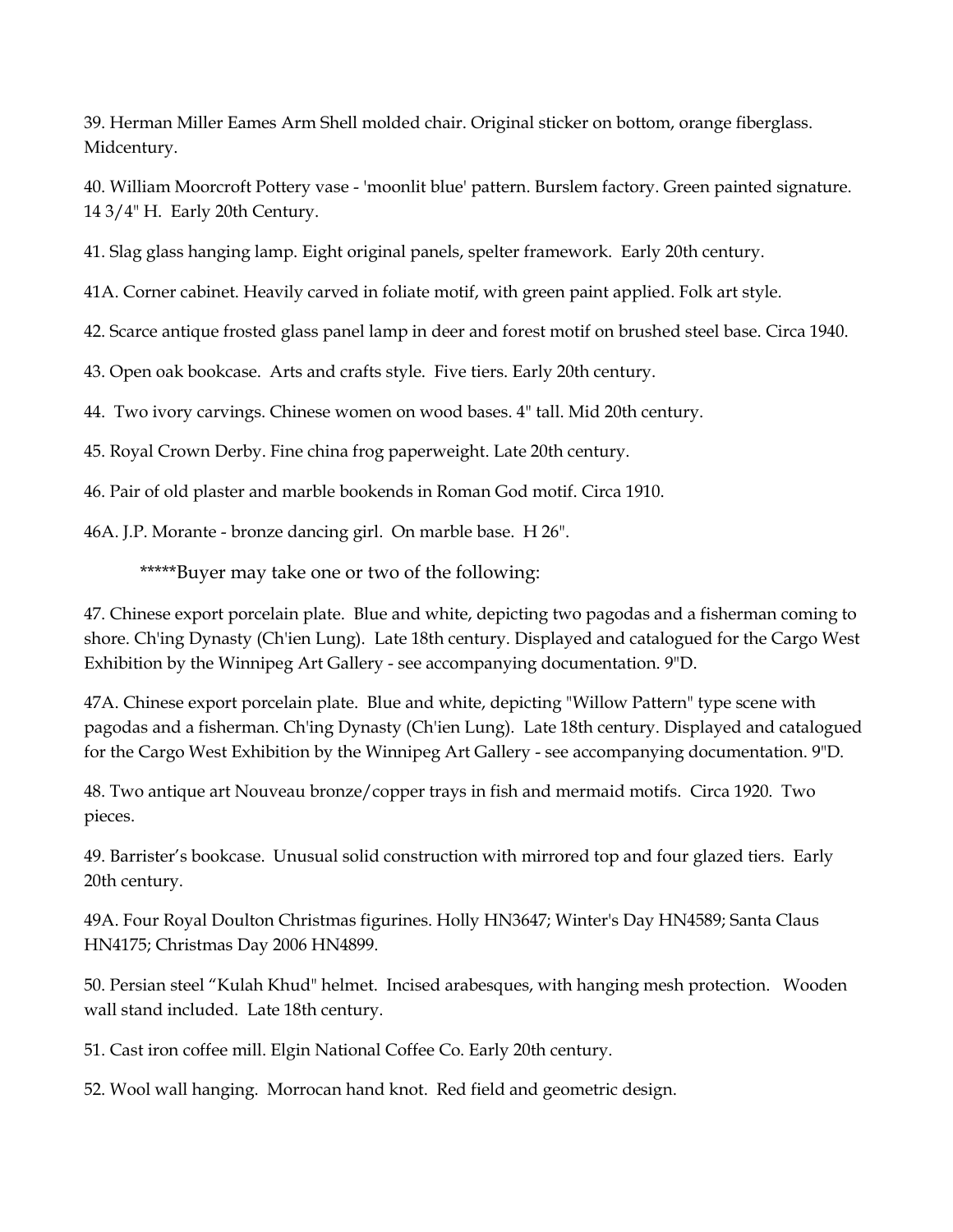39. Herman Miller Eames Arm Shell molded chair. Original sticker on bottom, orange fiberglass. Midcentury.

40. William Moorcroft Pottery vase - 'moonlit blue' pattern. Burslem factory. Green painted signature. 14 3/4" H. Early 20th Century.

41. Slag glass hanging lamp. Eight original panels, spelter framework. Early 20th century.

41A. Corner cabinet. Heavily carved in foliate motif, with green paint applied. Folk art style.

42. Scarce antique frosted glass panel lamp in deer and forest motif on brushed steel base. Circa 1940.

43. Open oak bookcase. Arts and crafts style. Five tiers. Early 20th century.

44. Two ivory carvings. Chinese women on wood bases. 4" tall. Mid 20th century.

45. Royal Crown Derby. Fine china frog paperweight. Late 20th century.

46. Pair of old plaster and marble bookends in Roman God motif. Circa 1910.

46A. J.P. Morante - bronze dancing girl. On marble base. H 26".

*****Buyer may take one or two of the following:

47. Chinese export porcelain plate. Blue and white, depicting two pagodas and a fisherman coming to shore. Ch'ing Dynasty (Ch'ien Lung). Late 18th century. Displayed and catalogued for the Cargo West Exhibition by the Winnipeg Art Gallery - see accompanying documentation. 9"D.

47A. Chinese export porcelain plate. Blue and white, depicting "Willow Pattern" type scene with pagodas and a fisherman. Ch'ing Dynasty (Ch'ien Lung). Late 18th century. Displayed and catalogued for the Cargo West Exhibition by the Winnipeg Art Gallery - see accompanying documentation. 9"D.

48. Two antique art Nouveau bronze/copper trays in fish and mermaid motifs. Circa 1920. Two pieces.

49. Barrister's bookcase. Unusual solid construction with mirrored top and four glazed tiers. Early 20th century.

49A. Four Royal Doulton Christmas figurines. Holly HN3647; Winter's Day HN4589; Santa Claus HN4175; Christmas Day 2006 HN4899.

50. Persian steel "Kulah Khud" helmet. Incised arabesques, with hanging mesh protection. Wooden wall stand included. Late 18th century.

51. Cast iron coffee mill. Elgin National Coffee Co. Early 20th century.

52. Wool wall hanging. Morrocan hand knot. Red field and geometric design.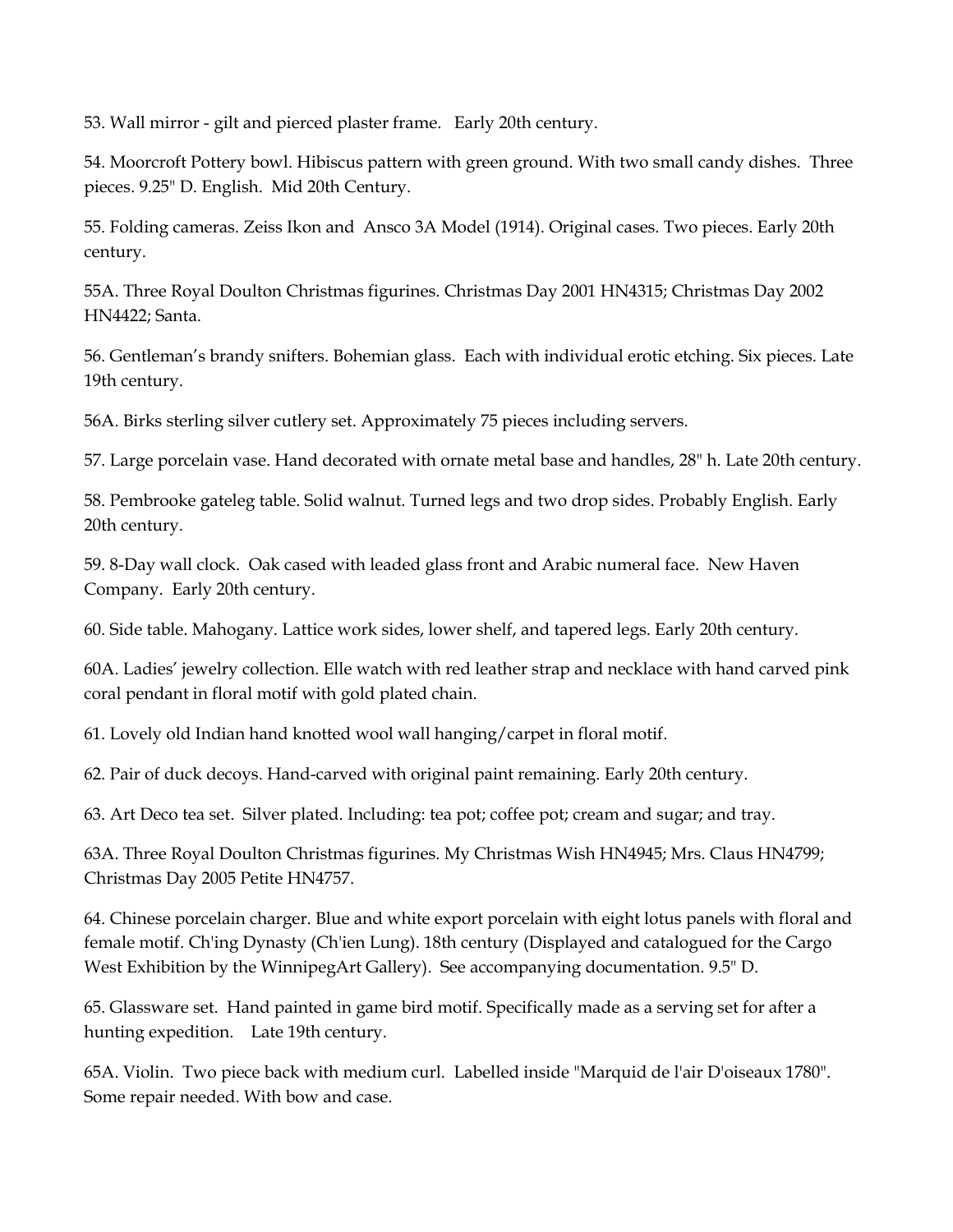53. Wall mirror - gilt and pierced plaster frame. Early 20th century.

54. Moorcroft Pottery bowl. Hibiscus pattern with green ground. With two small candy dishes. Three pieces. 9.25" D. English. Mid 20th Century.

55. Folding cameras. Zeiss Ikon and Ansco 3A Model (1914). Original cases. Two pieces. Early 20th century.

55A. Three Royal Doulton Christmas figurines. Christmas Day 2001 HN4315; Christmas Day 2002 HN4422; Santa.

56. Gentleman's brandy snifters. Bohemian glass. Each with individual erotic etching. Six pieces. Late 19th century.

56A. Birks sterling silver cutlery set. Approximately 75 pieces including servers.

57. Large porcelain vase. Hand decorated with ornate metal base and handles, 28" h. Late 20th century.

58. Pembrooke gateleg table. Solid walnut. Turned legs and two drop sides. Probably English. Early 20th century.

59. 8-Day wall clock. Oak cased with leaded glass front and Arabic numeral face. New Haven Company. Early 20th century.

60. Side table. Mahogany. Lattice work sides, lower shelf, and tapered legs. Early 20th century.

60A. Ladies' jewelry collection. Elle watch with red leather strap and necklace with hand carved pink coral pendant in floral motif with gold plated chain.

61. Lovely old Indian hand knotted wool wall hanging/carpet in floral motif.

62. Pair of duck decoys. Hand-carved with original paint remaining. Early 20th century.

63. Art Deco tea set. Silver plated. Including: tea pot; coffee pot; cream and sugar; and tray.

63A. Three Royal Doulton Christmas figurines. My Christmas Wish HN4945; Mrs. Claus HN4799; Christmas Day 2005 Petite HN4757.

64. Chinese porcelain charger. Blue and white export porcelain with eight lotus panels with floral and female motif. Ch'ing Dynasty (Ch'ien Lung). 18th century (Displayed and catalogued for the Cargo West Exhibition by the WinnipegArt Gallery). See accompanying documentation. 9.5" D.

65. Glassware set. Hand painted in game bird motif. Specifically made as a serving set for after a hunting expedition. Late 19th century.

65A. Violin. Two piece back with medium curl. Labelled inside "Marquid de l'air D'oiseaux 1780". Some repair needed. With bow and case.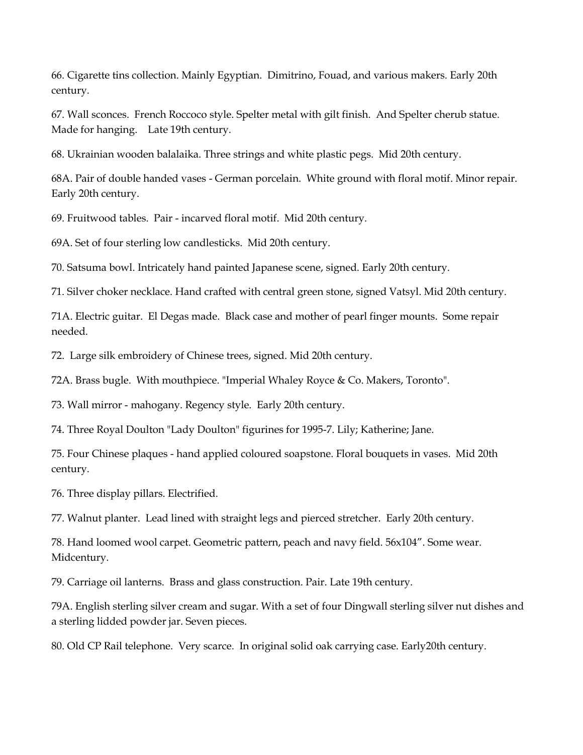66. Cigarette tins collection. Mainly Egyptian. Dimitrino, Fouad, and various makers. Early 20th century.

67. Wall sconces. French Roccoco style. Spelter metal with gilt finish. And Spelter cherub statue. Made for hanging. Late 19th century.

68. Ukrainian wooden balalaika. Three strings and white plastic pegs. Mid 20th century.

68A. Pair of double handed vases - German porcelain. White ground with floral motif. Minor repair. Early 20th century.

69. Fruitwood tables. Pair - incarved floral motif. Mid 20th century.

69A. Set of four sterling low candlesticks. Mid 20th century.

70. Satsuma bowl. Intricately hand painted Japanese scene, signed. Early 20th century.

71. Silver choker necklace. Hand crafted with central green stone, signed Vatsyl. Mid 20th century.

71A. Electric guitar. El Degas made. Black case and mother of pearl finger mounts. Some repair needed.

72. Large silk embroidery of Chinese trees, signed. Mid 20th century.

72A. Brass bugle. With mouthpiece. "Imperial Whaley Royce & Co. Makers, Toronto".

73. Wall mirror - mahogany. Regency style. Early 20th century.

74. Three Royal Doulton "Lady Doulton" figurines for 1995-7. Lily; Katherine; Jane.

75. Four Chinese plaques - hand applied coloured soapstone. Floral bouquets in vases. Mid 20th century.

76. Three display pillars. Electrified.

77. Walnut planter. Lead lined with straight legs and pierced stretcher. Early 20th century.

78. Hand loomed wool carpet. Geometric pattern, peach and navy field. 56x104". Some wear. Midcentury.

79. Carriage oil lanterns. Brass and glass construction. Pair. Late 19th century.

79A. English sterling silver cream and sugar. With a set of four Dingwall sterling silver nut dishes and a sterling lidded powder jar. Seven pieces.

80. Old CP Rail telephone. Very scarce. In original solid oak carrying case. Early20th century.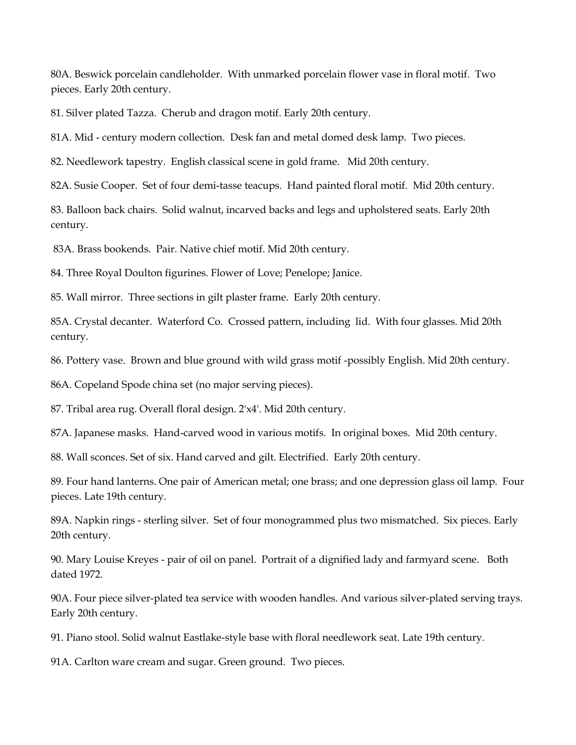80A. Beswick porcelain candleholder. With unmarked porcelain flower vase in floral motif. Two pieces. Early 20th century.

81. Silver plated Tazza. Cherub and dragon motif. Early 20th century.

81A. Mid - century modern collection. Desk fan and metal domed desk lamp. Two pieces.

82. Needlework tapestry. English classical scene in gold frame. Mid 20th century.

82A. Susie Cooper. Set of four demi-tasse teacups. Hand painted floral motif. Mid 20th century.

83. Balloon back chairs. Solid walnut, incarved backs and legs and upholstered seats. Early 20th century.

83A. Brass bookends. Pair. Native chief motif. Mid 20th century.

84. Three Royal Doulton figurines. Flower of Love; Penelope; Janice.

85. Wall mirror. Three sections in gilt plaster frame. Early 20th century.

85A. Crystal decanter. Waterford Co. Crossed pattern, including lid. With four glasses. Mid 20th century.

86. Pottery vase. Brown and blue ground with wild grass motif -possibly English. Mid 20th century.

86A. Copeland Spode china set (no major serving pieces).

87. Tribal area rug. Overall floral design. 2'x4'. Mid 20th century.

87A. Japanese masks. Hand-carved wood in various motifs. In original boxes. Mid 20th century.

88. Wall sconces. Set of six. Hand carved and gilt. Electrified. Early 20th century.

89. Four hand lanterns. One pair of American metal; one brass; and one depression glass oil lamp. Four pieces. Late 19th century.

89A. Napkin rings - sterling silver. Set of four monogrammed plus two mismatched. Six pieces. Early 20th century.

90. Mary Louise Kreyes - pair of oil on panel. Portrait of a dignified lady and farmyard scene. Both dated 1972.

90A. Four piece silver-plated tea service with wooden handles. And various silver-plated serving trays. Early 20th century.

91. Piano stool. Solid walnut Eastlake-style base with floral needlework seat. Late 19th century.

91A. Carlton ware cream and sugar. Green ground. Two pieces.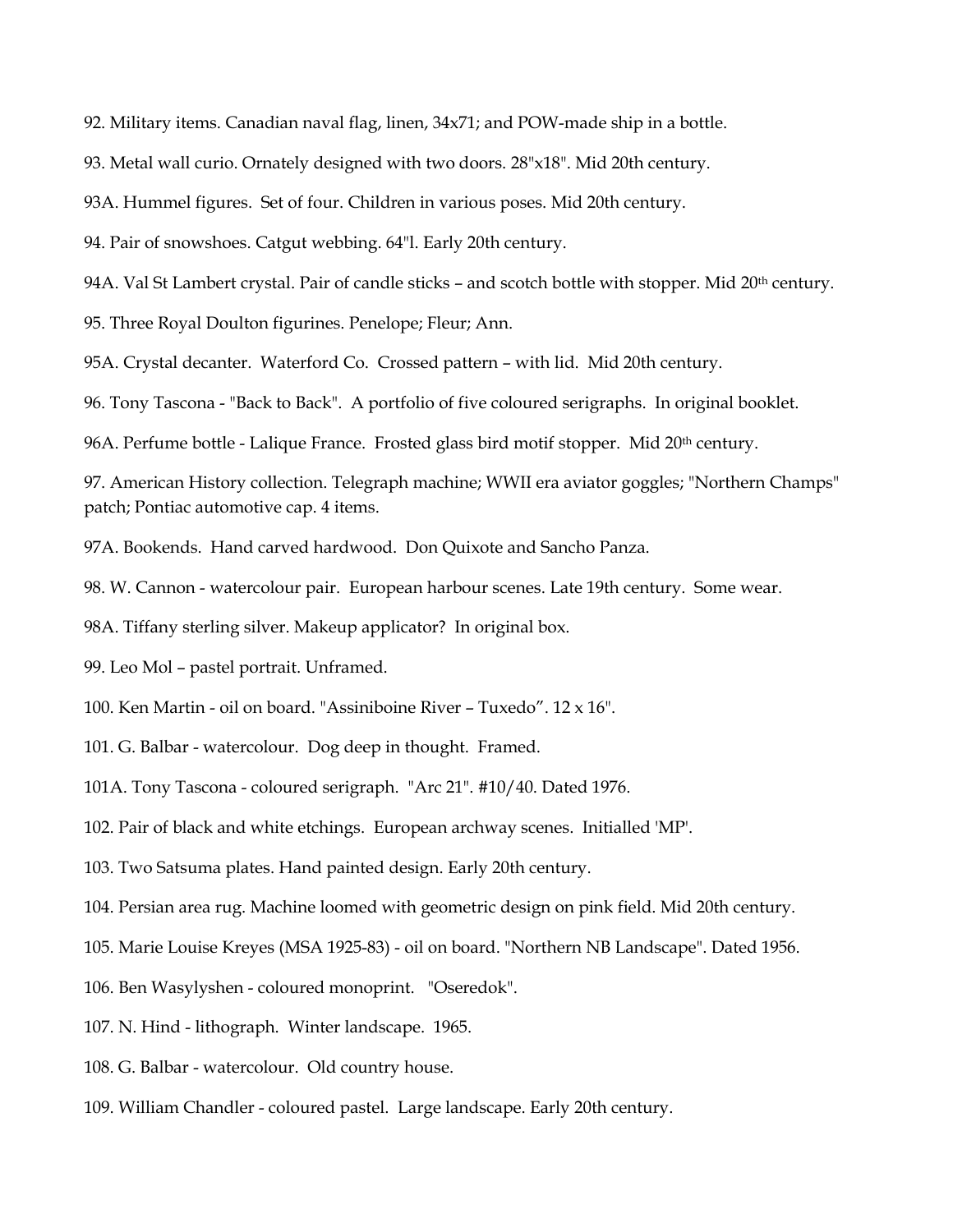92. Military items. Canadian naval flag, linen, 34x71; and POW-made ship in a bottle.

93. Metal wall curio. Ornately designed with two doors. 28"x18". Mid 20th century.

93A. Hummel figures. Set of four. Children in various poses. Mid 20th century.

94. Pair of snowshoes. Catgut webbing. 64"l. Early 20th century.

94A. Val St Lambert crystal. Pair of candle sticks – and scotch bottle with stopper. Mid 20th century.

95. Three Royal Doulton figurines. Penelope; Fleur; Ann.

95A. Crystal decanter. Waterford Co. Crossed pattern – with lid. Mid 20th century.

96. Tony Tascona - "Back to Back". A portfolio of five coloured serigraphs. In original booklet.

96A. Perfume bottle - Lalique France. Frosted glass bird motif stopper. Mid 20th century.

97. American History collection. Telegraph machine; WWII era aviator goggles; "Northern Champs" patch; Pontiac automotive cap. 4 items.

97A. Bookends. Hand carved hardwood. Don Quixote and Sancho Panza.

98. W. Cannon - watercolour pair. European harbour scenes. Late 19th century. Some wear.

98A. Tiffany sterling silver. Makeup applicator? In original box.

99. Leo Mol – pastel portrait. Unframed.

100. Ken Martin - oil on board. "Assiniboine River – Tuxedo". 12 x 16".

101. G. Balbar - watercolour. Dog deep in thought. Framed.

101A. Tony Tascona - coloured serigraph. "Arc 21". #10/40. Dated 1976.

102. Pair of black and white etchings. European archway scenes. Initialled 'MP'.

103. Two Satsuma plates. Hand painted design. Early 20th century.

104. Persian area rug. Machine loomed with geometric design on pink field. Mid 20th century.

105. Marie Louise Kreyes (MSA 1925-83) - oil on board. "Northern NB Landscape". Dated 1956.

106. Ben Wasylyshen - coloured monoprint. "Oseredok".

107. N. Hind - lithograph. Winter landscape. 1965.

108. G. Balbar - watercolour. Old country house.

109. William Chandler - coloured pastel. Large landscape. Early 20th century.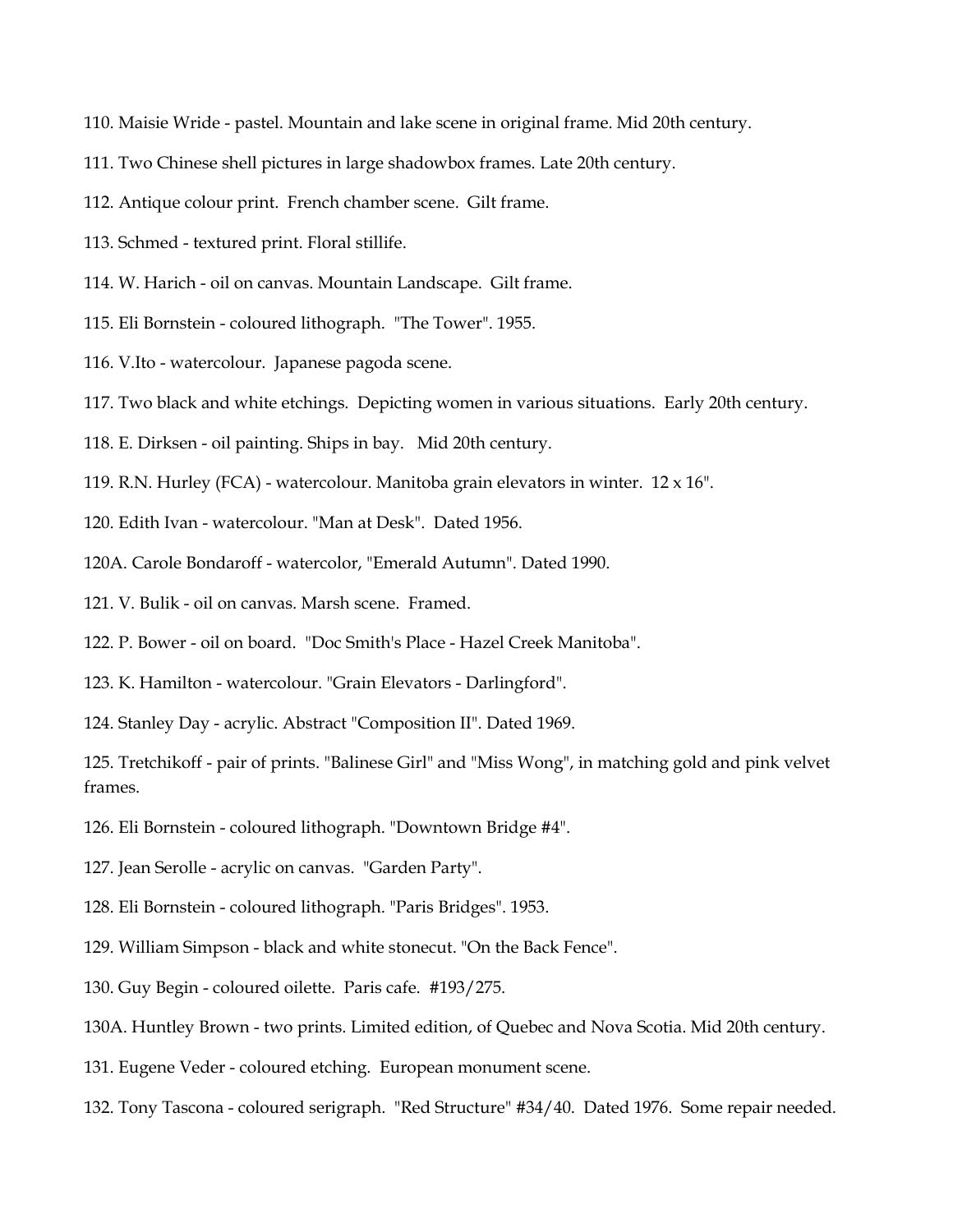110. Maisie Wride - pastel. Mountain and lake scene in original frame. Mid 20th century.

111. Two Chinese shell pictures in large shadowbox frames. Late 20th century.

112. Antique colour print. French chamber scene. Gilt frame.

113. Schmed - textured print. Floral stillife.

114. W. Harich - oil on canvas. Mountain Landscape. Gilt frame.

115. Eli Bornstein - coloured lithograph. "The Tower". 1955.

116. V.Ito - watercolour. Japanese pagoda scene.

117. Two black and white etchings. Depicting women in various situations. Early 20th century.

118. E. Dirksen - oil painting. Ships in bay. Mid 20th century.

119. R.N. Hurley (FCA) - watercolour. Manitoba grain elevators in winter. 12 x 16".

120. Edith Ivan - watercolour. "Man at Desk". Dated 1956.

120A. Carole Bondaroff - watercolor, "Emerald Autumn". Dated 1990.

121. V. Bulik - oil on canvas. Marsh scene. Framed.

122. P. Bower - oil on board. "Doc Smith's Place - Hazel Creek Manitoba".

123. K. Hamilton - watercolour. "Grain Elevators - Darlingford".

124. Stanley Day - acrylic. Abstract "Composition II". Dated 1969.

125. Tretchikoff - pair of prints. "Balinese Girl" and "Miss Wong", in matching gold and pink velvet frames.

126. Eli Bornstein - coloured lithograph. "Downtown Bridge #4".

127. Jean Serolle - acrylic on canvas. "Garden Party".

128. Eli Bornstein - coloured lithograph. "Paris Bridges". 1953.

129. William Simpson - black and white stonecut. "On the Back Fence".

130. Guy Begin - coloured oilette. Paris cafe. #193/275.

130A. Huntley Brown - two prints. Limited edition, of Quebec and Nova Scotia. Mid 20th century.

131. Eugene Veder - coloured etching. European monument scene.

132. Tony Tascona - coloured serigraph. "Red Structure" #34/40. Dated 1976. Some repair needed.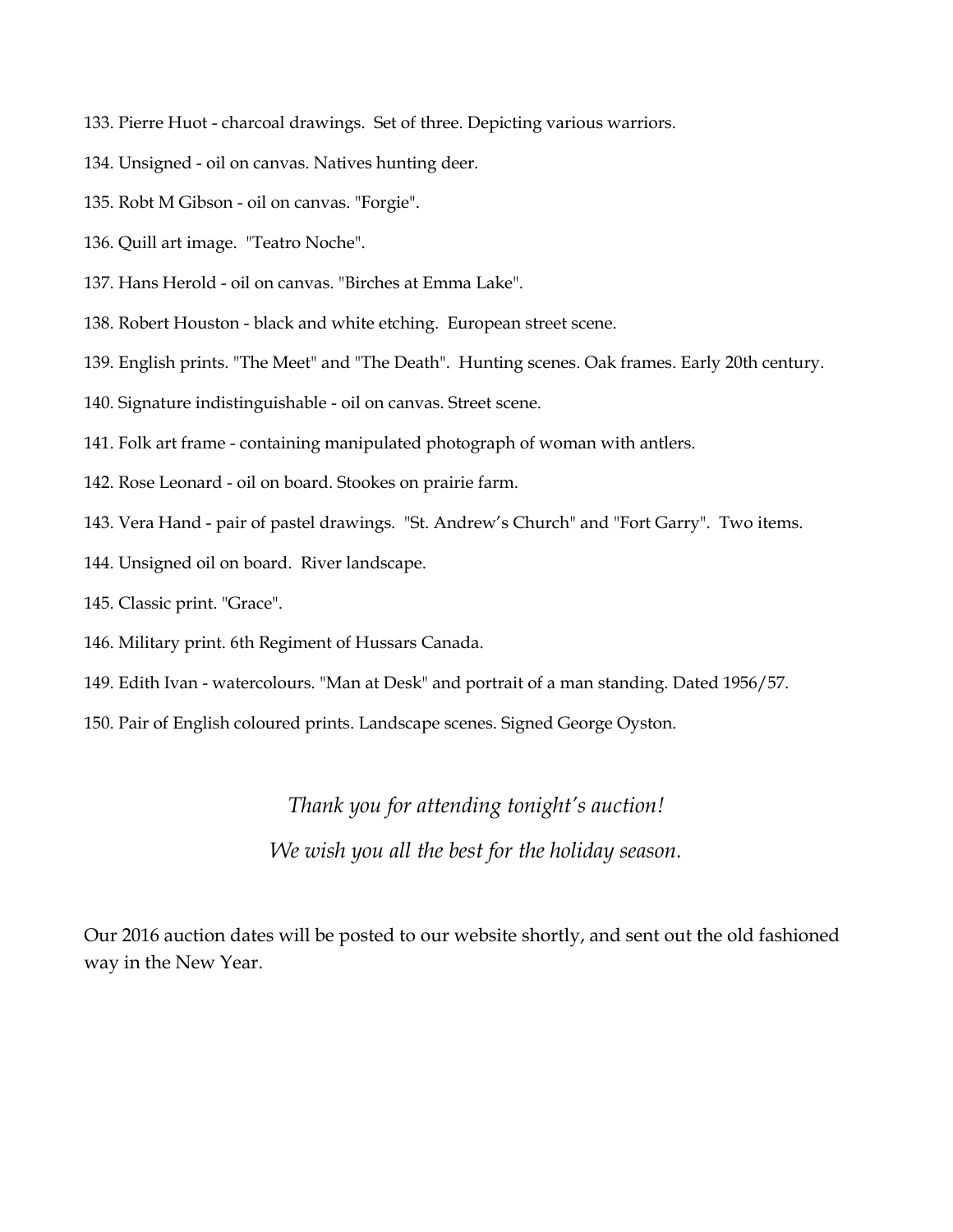133. Pierre Huot - charcoal drawings. Set of three. Depicting various warriors.

134. Unsigned - oil on canvas. Natives hunting deer.

135. Robt M Gibson - oil on canvas. "Forgie".

136. Quill art image. "Teatro Noche".

137. Hans Herold - oil on canvas. "Birches at Emma Lake".

138. Robert Houston - black and white etching. European street scene.

139. English prints. "The Meet" and "The Death". Hunting scenes. Oak frames. Early 20th century.

140. Signature indistinguishable - oil on canvas. Street scene.

141. Folk art frame - containing manipulated photograph of woman with antlers.

142. Rose Leonard - oil on board. Stookes on prairie farm.

143. Vera Hand - pair of pastel drawings. "St. Andrew's Church" and "Fort Garry". Two items.

144. Unsigned oil on board. River landscape.

145. Classic print. "Grace".

146. Military print. 6th Regiment of Hussars Canada.

149. Edith Ivan - watercolours. "Man at Desk" and portrait of a man standing. Dated 1956/57.

150. Pair of English coloured prints. Landscape scenes. Signed George Oyston.

*Thank you for attending tonight's auction!*

*We wish you all the best for the holiday season.*

Our 2016 auction dates will be posted to our website shortly, and sent out the old fashioned way in the New Year.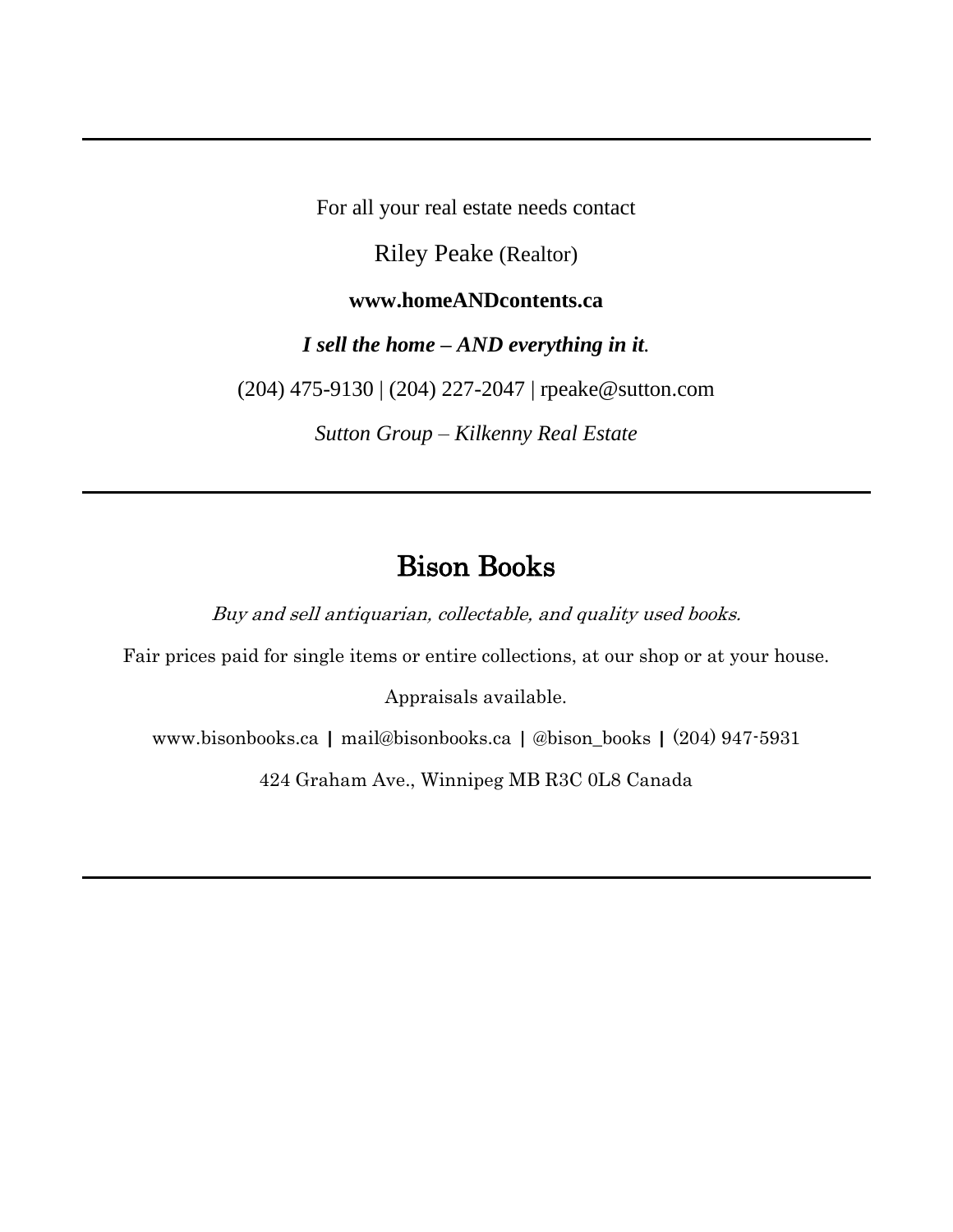---

For all your real estate needs contact

Riley Peake (Realtor)

**www.homeANDcontents.ca**

***I sell the home – AND everything in it.***

(204) 475-9130 | (204) 227-2047 | rpeake@sutton.com

*Sutton Group – Kilkenny Real Estate*

---

## Bison Books

*Buy and sell antiquarian, collectable, and quality used books.*

Fair prices paid for single items or entire collections, at our shop or at your house.

Appraisals available.

www.bisonbooks.ca | mail@bisonbooks.ca | @bison_books | (204) 947-5931

424 Graham Ave., Winnipeg MB R3C 0L8 Canada

---